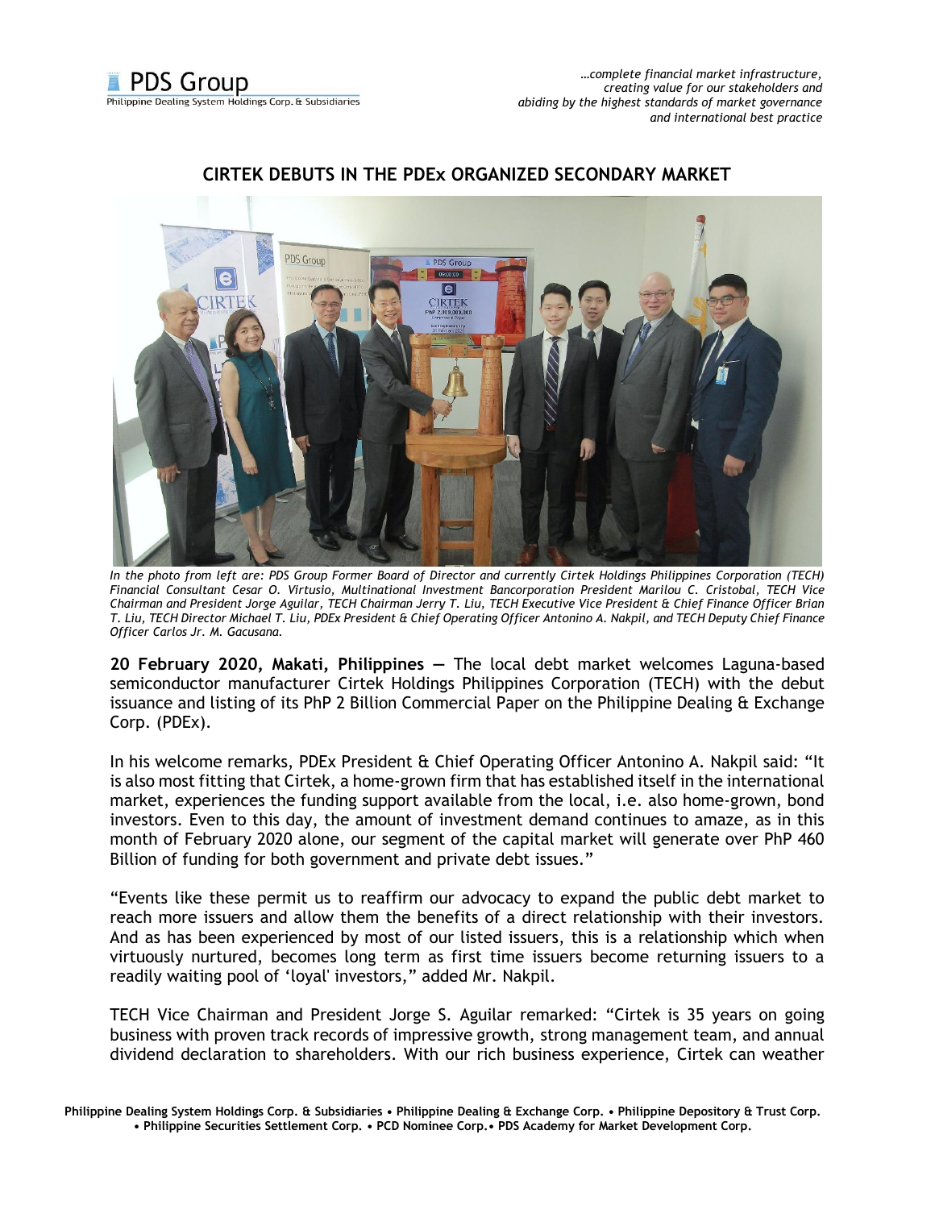# CIRTEK DEBUTS IN THE PDEx ORGANIZED SECONDARY MARKET

*In the photo from left are: PDS Group Former Board of Director and currently Cirtek Holdings Philippines Corporation (TECH) Financial Consultant Cesar O. Virtusio, Multinational Investment Bancorporation President Marilou C. Cristobal, TECH Vice Chairman and President Jorge Aguilar, TECH Chairman Jerry T. Liu, TECH Executive Vice President & Chief Finance Officer Brian T. Liu, TECH Director Michael T. Liu, PDEx President & Chief Operating Officer Antonino A. Nakpil, and TECH Deputy Chief Finance Officer Carlos Jr. M. Gacusana.*

**20 February 2020, Makati, Philippines** — The local debt market welcomes Laguna-based semiconductor manufacturer Cirtek Holdings Philippines Corporation (TECH) with the debut issuance and listing of its PhP 2 Billion Commercial Paper on the Philippine Dealing & Exchange Corp. (PDEx).

In his welcome remarks, PDEx President & Chief Operating Officer Antonino A. Nakpil said: "It is also most fitting that Cirtek, a home-grown firm that has established itself in the international market, experiences the funding support available from the local, i.e. also home-grown, bond investors. Even to this day, the amount of investment demand continues to amaze, as in this month of February 2020 alone, our segment of the capital market will generate over PhP 460 Billion of funding for both government and private debt issues."

"Events like these permit us to reaffirm our advocacy to expand the public debt market to reach more issuers and allow them the benefits of a direct relationship with their investors. And as has been experienced by most of our listed issuers, this is a relationship which when virtuously nurtured, becomes long term as first time issuers become returning issuers to a readily waiting pool of 'loyal' investors," added Mr. Nakpil.

TECH Vice Chairman and President Jorge S. Aguilar remarked: "Cirtek is 35 years on going business with proven track records of impressive growth, strong management team, and annual dividend declaration to shareholders. With our rich business experience, Cirtek can weather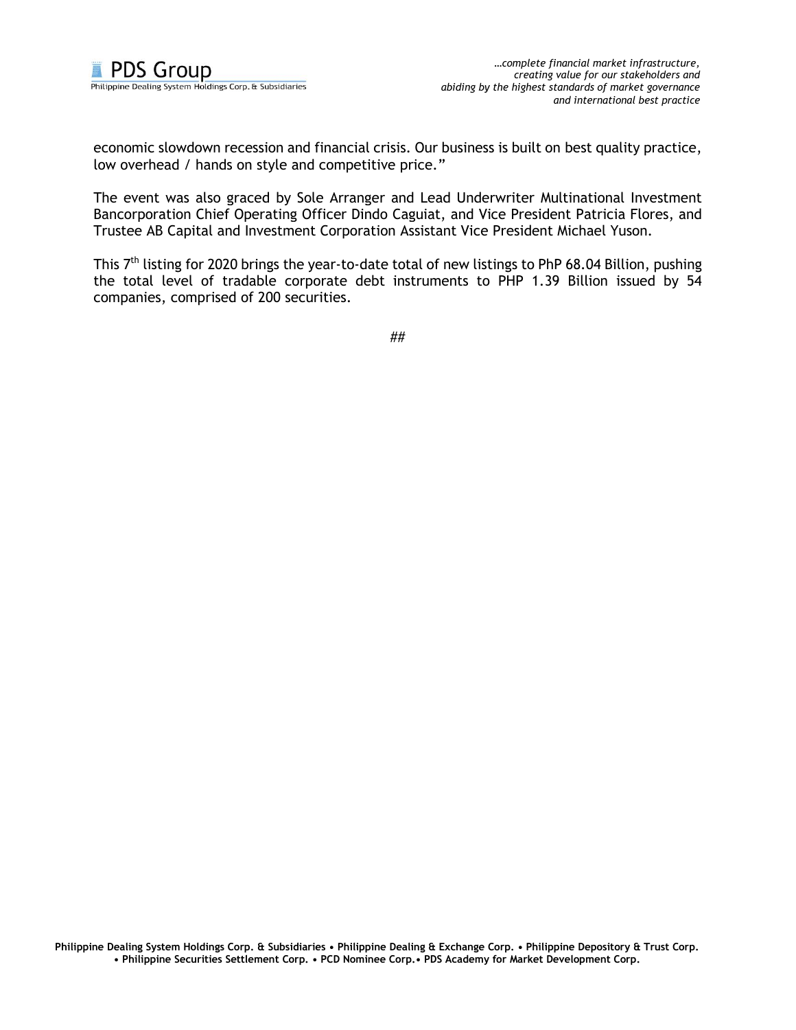economic slowdown recession and financial crisis. Our business is built on best quality practice, low overhead / hands on style and competitive price."

The event was also graced by Sole Arranger and Lead Underwriter Multinational Investment Bancorporation Chief Operating Officer Dindo Caguiat, and Vice President Patricia Flores, and Trustee AB Capital and Investment Corporation Assistant Vice President Michael Yuson.

This 7th listing for 2020 brings the year-to-date total of new listings to PhP 68.04 Billion, pushing the total level of tradable corporate debt instruments to PHP 1.39 Billion issued by 54 companies, comprised of 200 securities.

##